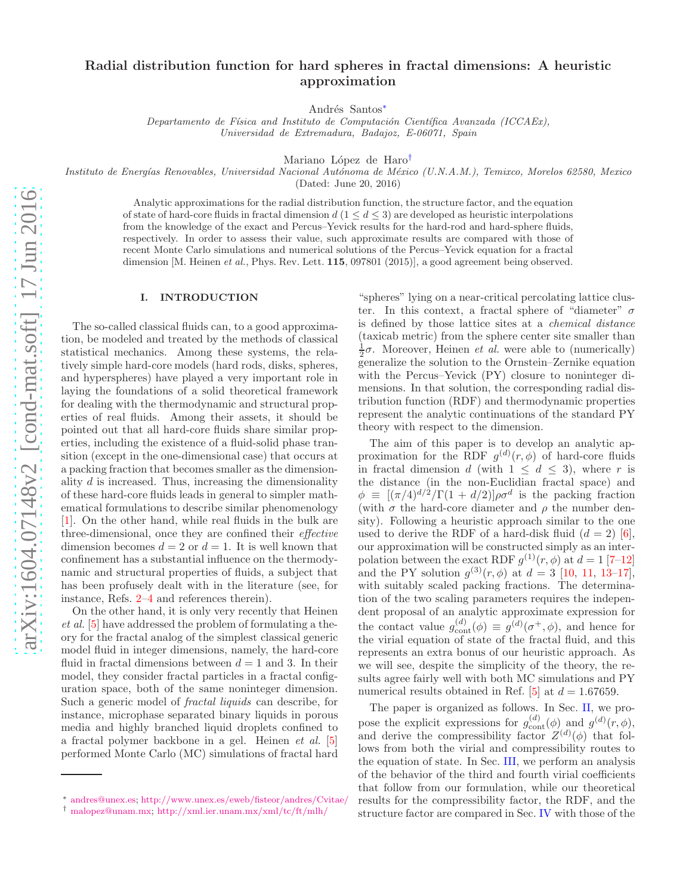# Radial distribution function for hard spheres in fractal dimensions: A heuristic approximation

Andrés Santos[*]

*Departamento de Física and Instituto de Computación Científica Avanzada (ICCAEx), Universidad de Extremadura, Badajoz, E-06071, Spain*

Mariano López de Haro[†]

*Instituto de Energías Renovables, Universidad Nacional Autónoma de México (U.N.A.M.), Temixco, Morelos 62580, Mexico*

(Dated: June 20, 2016)

Analytic approximations for the radial distribution function, the structure factor, and the equation of state of hard-core fluids in fractal dimension $d$ ($1 \leq d \leq 3$) are developed as heuristic interpolations from the knowledge of the exact and Percus–Yevick results for the hard-rod and hard-sphere fluids, respectively. In order to assess their value, such approximate results are compared with those of recent Monte Carlo simulations and numerical solutions of the Percus–Yevick equation for a fractal dimension [M. Heinen *et al.*, Phys. Rev. Lett. **115**, 097801 (2015)], a good agreement being observed.

## I. INTRODUCTION

The so-called classical fluids can, to a good approximation, be modeled and treated by the methods of classical statistical mechanics. Among these systems, the relatively simple hard-core models (hard rods, disks, spheres, and hyperspheres) have played a very important role in laying the foundations of a solid theoretical framework for dealing with the thermodynamic and structural properties of real fluids. Among their assets, it should be pointed out that all hard-core fluids share similar properties, including the existence of a fluid-solid phase transition (except in the one-dimensional case) that occurs at a packing fraction that becomes smaller as the dimensionality $d$ is increased. Thus, increasing the dimensionality of these hard-core fluids leads in general to simpler mathematical formulations to describe similar phenomenology [1]. On the other hand, while real fluids in the bulk are three-dimensional, once they are confined their *effective* dimension becomes $d = 2$ or $d = 1$. It is well known that confinement has a substantial influence on the thermodynamic and structural properties of fluids, a subject that has been profusely dealt with in the literature (see, for instance, Refs. 2–4 and references therein).

On the other hand, it is only very recently that Heinen *et al.* [5] have addressed the problem of formulating a theory for the fractal analog of the simplest classical generic model fluid in integer dimensions, namely, the hard-core fluid in fractal dimensions between $d = 1$ and 3. In their model, they consider fractal particles in a fractal configuration space, both of the same noninteger dimension. Such a generic model of *fractal liquids* can describe, for instance, microphase separated binary liquids in porous media and highly branched liquid droplets confined to a fractal polymer backbone in a gel. Heinen *et al.* [5] performed Monte Carlo (MC) simulations of fractal hard "spheres" lying on a near-critical percolating lattice cluster. In this context, a fractal sphere of "diameter" $\sigma$ is defined by those lattice sites at a *chemical distance* (taxicab metric) from the sphere center site smaller than $\frac{1}{2}\sigma$. Moreover, Heinen *et al.* were able to (numerically) generalize the solution to the Ornstein–Zernike equation with the Percus–Yevick (PY) closure to noninteger dimensions. In that solution, the corresponding radial distribution function (RDF) and thermodynamic properties represent the analytic continuations of the standard PY theory with respect to the dimension.

The aim of this paper is to develop an analytic approximation for the RDF $g^{(d)}(r, \phi)$ of hard-core fluids in fractal dimension $d$ (with $1 \leq d \leq 3$), where $r$ is the distance (in the non-Euclidian fractal space) and $\phi \equiv [(\pi/4)^{d/2}/\Gamma(1 + d/2)]\rho\sigma^d$ is the packing fraction (with $\sigma$ the hard-core diameter and $\rho$ the number density). Following a heuristic approach similar to the one used to derive the RDF of a hard-disk fluid ($d = 2$) [6], our approximation will be constructed simply as an interpolation between the exact RDF $g^{(1)}(r, \phi)$ at $d = 1$ [7–12] and the PY solution $g^{(3)}(r, \phi)$ at $d = 3$ [10, 11, 13–17], with suitably scaled packing fractions. The determination of the two scaling parameters requires the independent proposal of an analytic approximate expression for the contact value $g^{(d)}_{\text{cont}}(\phi) \equiv g^{(d)}(\sigma^+, \phi)$, and hence for the virial equation of state of the fractal fluid, and this represents an extra bonus of our heuristic approach. As we will see, despite the simplicity of the theory, the results agree fairly well with both MC simulations and PY numerical results obtained in Ref. [5] at $d = 1.67659$.

The paper is organized as follows. In Sec. II, we propose the explicit expressions for $g^{(d)}_{\text{cont}}(\phi)$ and $g^{(d)}(r, \phi)$, and derive the compressibility factor $Z^{(d)}(\phi)$ that follows from both the virial and compressibility routes to the equation of state. In Sec. III, we perform an analysis of the behavior of the third and fourth virial coefficients that follow from our formulation, while our theoretical results for the compressibility factor, the RDF, and the structure factor are compared in Sec. IV with those of the

---

[*] andres@unex.es; http://www.unex.es/eweb/fisteor/andres/Cvitae/

[†] malopez@unam.mx; http://xml.ier.unam.mx/xml/tc/ft/mlh/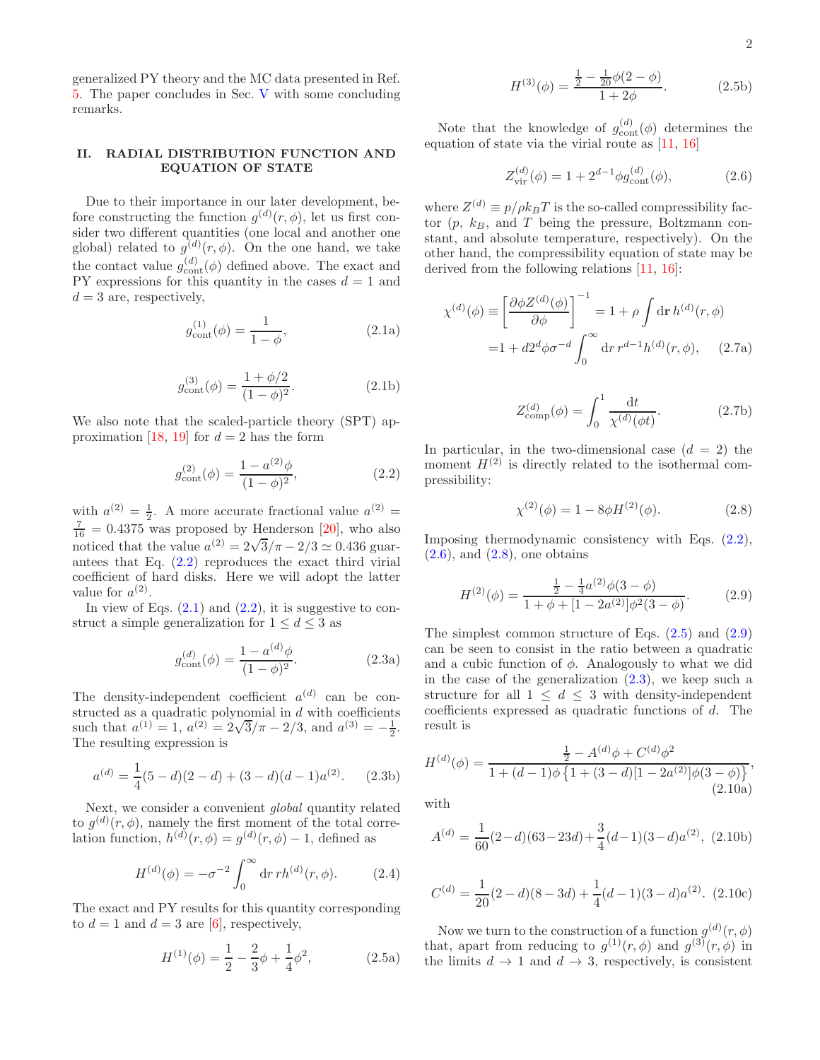generalized PY theory and the MC data presented in Ref. 5. The paper concludes in Sec. V with some concluding remarks.

## II. RADIAL DISTRIBUTION FUNCTION AND EQUATION OF STATE

Due to their importance in our later development, before constructing the function $g^{(d)}(r,\phi)$, let us first consider two different quantities (one local and another one global) related to $g^{(d)}(r,\phi)$. On the one hand, we take the contact value $g^{(d)}_{\rm cont}(\phi)$ defined above. The exact and PY expressions for this quantity in the cases $d=1$ and $d=3$ are, respectively,

$$g^{(1)}_{\rm cont}(\phi)=\frac{1}{1-\phi}, \tag{2.1a}$$

$$g^{(3)}_{\rm cont}(\phi)=\frac{1+\phi/2}{(1-\phi)^2}. \tag{2.1b}$$

We also note that the scaled-particle theory (SPT) approximation [18, 19] for $d=2$ has the form

$$g^{(2)}_{\rm cont}(\phi)=\frac{1-a^{(2)}\phi}{(1-\phi)^2}, \tag{2.2}$$

with $a^{(2)}=\frac{1}{2}$. A more accurate fractional value $a^{(2)}=\frac{7}{16}=0.4375$ was proposed by Henderson [20], who also noticed that the value $a^{(2)}=2\sqrt{3}/\pi-2/3\simeq 0.436$ guarantees that Eq. (2.2) reproduces the exact third virial coefficient of hard disks. Here we will adopt the latter value for $a^{(2)}$.

In view of Eqs. (2.1) and (2.2), it is suggestive to construct a simple generalization for $1\leq d\leq 3$ as

$$g^{(d)}_{\rm cont}(\phi)=\frac{1-a^{(d)}\phi}{(1-\phi)^2}. \tag{2.3a}$$

The density-independent coefficient $a^{(d)}$ can be constructed as a quadratic polynomial in $d$ with coefficients such that $a^{(1)}=1$, $a^{(2)}=2\sqrt{3}/\pi-2/3$, and $a^{(3)}=-\frac{1}{2}$. The resulting expression is

$$a^{(d)}=\frac{1}{4}(5-d)(2-d)+(3-d)(d-1)a^{(2)}. \tag{2.3b}$$

Next, we consider a convenient *global* quantity related to $g^{(d)}(r,\phi)$, namely the first moment of the total correlation function, $h^{(d)}(r,\phi)=g^{(d)}(r,\phi)-1$, defined as

$$H^{(d)}(\phi)=-\sigma^{-2}\int_0^\infty \mathrm{d}r\, r h^{(d)}(r,\phi). \tag{2.4}$$

The exact and PY results for this quantity corresponding to $d=1$ and $d=3$ are [6], respectively,

$$H^{(1)}(\phi)=\frac{1}{2}-\frac{2}{3}\phi+\frac{1}{4}\phi^2, \tag{2.5a}$$

$$H^{(3)}(\phi)=\frac{\frac{1}{2}-\frac{1}{20}\phi(2-\phi)}{1+2\phi}. \tag{2.5b}$$

Note that the knowledge of $g^{(d)}_{\rm cont}(\phi)$ determines the equation of state via the virial route as [11, 16]

$$Z^{(d)}_{\rm vir}(\phi)=1+2^{d-1}\phi g^{(d)}_{\rm cont}(\phi), \tag{2.6}$$

where $Z^{(d)}\equiv p/\rho k_B T$ is the so-called compressibility factor ($p$, $k_B$, and $T$ being the pressure, Boltzmann constant, and absolute temperature, respectively). On the other hand, the compressibility equation of state may be derived from the following relations [11, 16]:

$$\chi^{(d)}(\phi)\equiv\left[\frac{\partial \phi Z^{(d)}(\phi)}{\partial\phi}\right]^{-1}=1+\rho\int \mathrm{d}\mathbf{r}\, h^{(d)}(r,\phi)$$
$$=1+d2^d\phi\sigma^{-d}\int_0^\infty \mathrm{d}r\, r^{d-1}h^{(d)}(r,\phi), \tag{2.7a}$$

$$Z^{(d)}_{\rm comp}(\phi)=\int_0^1\frac{\mathrm{d}t}{\chi^{(d)}(\phi t)}. \tag{2.7b}$$

In particular, in the two-dimensional case ($d=2$) the moment $H^{(2)}$ is directly related to the isothermal compressibility:

$$\chi^{(2)}(\phi)=1-8\phi H^{(2)}(\phi). \tag{2.8}$$

Imposing thermodynamic consistency with Eqs. (2.2), (2.6), and (2.8), one obtains

$$H^{(2)}(\phi)=\frac{\frac{1}{2}-\frac{1}{4}a^{(2)}\phi(3-\phi)}{1+\phi+[1-2a^{(2)}]\phi^2(3-\phi)}. \tag{2.9}$$

The simplest common structure of Eqs. (2.5) and (2.9) can be seen to consist in the ratio between a quadratic and a cubic function of $\phi$. Analogously to what we did in the case of the generalization (2.3), we keep such a structure for all $1\leq d\leq 3$ with density-independent coefficients expressed as quadratic functions of $d$. The result is

$$H^{(d)}(\phi)=\frac{\frac{1}{2}-A^{(d)}\phi+C^{(d)}\phi^2}{1+(d-1)\phi\left\{1+(3-d)[1-2a^{(2)}]\phi(3-\phi)\right\}}, \tag{2.10a}$$

with

$$A^{(d)}=\frac{1}{60}(2-d)(63-23d)+\frac{3}{4}(d-1)(3-d)a^{(2)}, \tag{2.10b}$$

$$C^{(d)}=\frac{1}{20}(2-d)(8-3d)+\frac{1}{4}(d-1)(3-d)a^{(2)}. \tag{2.10c}$$

Now we turn to the construction of a function $g^{(d)}(r,\phi)$ that, apart from reducing to $g^{(1)}(r,\phi)$ and $g^{(3)}(r,\phi)$ in the limits $d\to 1$ and $d\to 3$, respectively, is consistent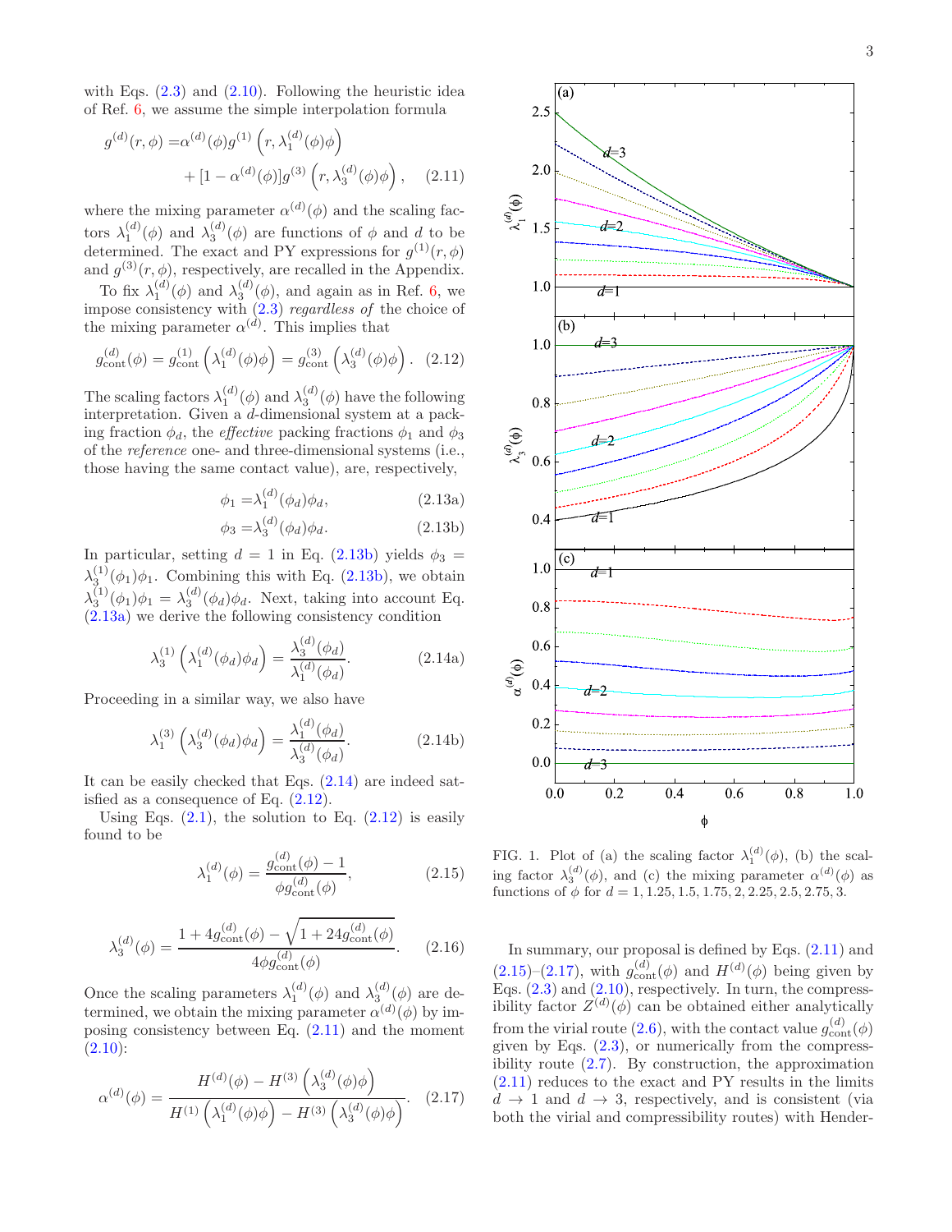with Eqs. (2.3) and (2.10). Following the heuristic idea of Ref. 6, we assume the simple interpolation formula

$$g^{(d)}(r,\phi) =\alpha^{(d)}(\phi)g^{(1)}\left(r,\lambda_1^{(d)}(\phi)\phi\right) + [1-\alpha^{(d)}(\phi)]g^{(3)}\left(r,\lambda_3^{(d)}(\phi)\phi\right), \quad (2.11)$$

where the mixing parameter $\alpha^{(d)}(\phi)$ and the scaling factors $\lambda_1^{(d)}(\phi)$ and $\lambda_3^{(d)}(\phi)$ are functions of $\phi$ and $d$ to be determined. The exact and PY expressions for $g^{(1)}(r,\phi)$ and $g^{(3)}(r,\phi)$, respectively, are recalled in the Appendix.

To fix $\lambda_1^{(d)}(\phi)$ and $\lambda_3^{(d)}(\phi)$, and again as in Ref. 6, we impose consistency with (2.3) *regardless of* the choice of the mixing parameter $\alpha^{(d)}$. This implies that

$$g_{\text{cont}}^{(d)}(\phi) = g_{\text{cont}}^{(1)}\left(\lambda_1^{(d)}(\phi)\phi\right) = g_{\text{cont}}^{(3)}\left(\lambda_3^{(d)}(\phi)\phi\right). \quad (2.12)$$

The scaling factors $\lambda_1^{(d)}(\phi)$ and $\lambda_3^{(d)}(\phi)$ have the following interpretation. Given a $d$-dimensional system at a packing fraction $\phi_d$, the *effective* packing fractions $\phi_1$ and $\phi_3$ of the *reference* one- and three-dimensional systems (i.e., those having the same contact value), are, respectively,

$$\phi_1 =\lambda_1^{(d)}(\phi_d)\phi_d, \quad (2.13a)$$

$$\phi_3 =\lambda_3^{(d)}(\phi_d)\phi_d. \quad (2.13b)$$

In particular, setting $d=1$ in Eq. (2.13b) yields $\phi_3 = \lambda_3^{(1)}(\phi_1)\phi_1$. Combining this with Eq. (2.13b), we obtain $\lambda_3^{(1)}(\phi_1)\phi_1 = \lambda_3^{(d)}(\phi_d)\phi_d$. Next, taking into account Eq. (2.13a) we derive the following consistency condition

$$\lambda_3^{(1)}\left(\lambda_1^{(d)}(\phi_d)\phi_d\right) = \frac{\lambda_3^{(d)}(\phi_d)}{\lambda_1^{(d)}(\phi_d)}. \quad (2.14a)$$

Proceeding in a similar way, we also have

$$\lambda_1^{(3)}\left(\lambda_3^{(d)}(\phi_d)\phi_d\right) = \frac{\lambda_1^{(d)}(\phi_d)}{\lambda_3^{(d)}(\phi_d)}. \quad (2.14b)$$

It can be easily checked that Eqs. (2.14) are indeed satisfied as a consequence of Eq. (2.12).

Using Eqs. (2.1), the solution to Eq. (2.12) is easily found to be

$$\lambda_1^{(d)}(\phi) = \frac{g_{\text{cont}}^{(d)}(\phi)-1}{\phi g_{\text{cont}}^{(d)}(\phi)}, \quad (2.15)$$

$$\lambda_3^{(d)}(\phi) = \frac{1+4g_{\text{cont}}^{(d)}(\phi)-\sqrt{1+24g_{\text{cont}}^{(d)}(\phi)}}{4\phi g_{\text{cont}}^{(d)}(\phi)}. \quad (2.16)$$

Once the scaling parameters $\lambda_1^{(d)}(\phi)$ and $\lambda_3^{(d)}(\phi)$ are determined, we obtain the mixing parameter $\alpha^{(d)}(\phi)$ by imposing consistency between Eq. (2.11) and the moment (2.10):

$$\alpha^{(d)}(\phi) = \frac{H^{(d)}(\phi)-H^{(3)}\left(\lambda_3^{(d)}(\phi)\phi\right)}{H^{(1)}\left(\lambda_1^{(d)}(\phi)\phi\right)-H^{(3)}\left(\lambda_3^{(d)}(\phi)\phi\right)}. \quad (2.17)$$

FIG. 1. Plot of (a) the scaling factor $\lambda_1^{(d)}(\phi)$, (b) the scaling factor $\lambda_3^{(d)}(\phi)$, and (c) the mixing parameter $\alpha^{(d)}(\phi)$ as functions of $\phi$ for $d = 1, 1.25, 1.5, 1.75, 2, 2.25, 2.5, 2.75, 3$.

In summary, our proposal is defined by Eqs. (2.11) and (2.15)–(2.17), with $g_{\text{cont}}^{(d)}(\phi)$ and $H^{(d)}(\phi)$ being given by Eqs. (2.3) and (2.10), respectively. In turn, the compressibility factor $Z^{(d)}(\phi)$ can be obtained either analytically from the virial route (2.6), with the contact value $g_{\text{cont}}^{(d)}(\phi)$ given by Eqs. (2.3), or numerically from the compressibility route (2.7). By construction, the approximation (2.11) reduces to the exact and PY results in the limits $d\to 1$ and $d\to 3$, respectively, and is consistent (via both the virial and compressibility routes) with Hender-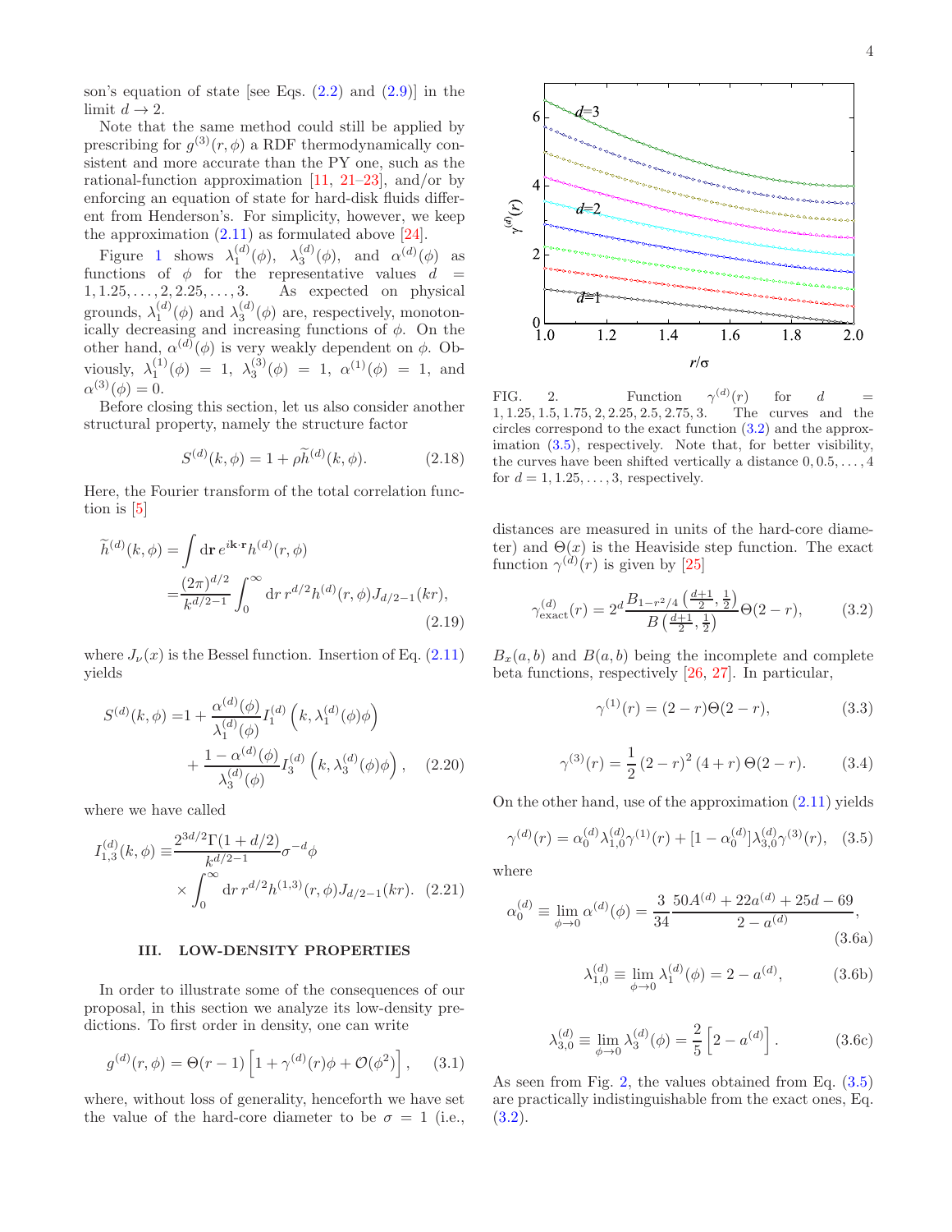son's equation of state [see Eqs. (2.2) and (2.9)] in the limit $d\to 2$.

Note that the same method could still be applied by prescribing for $g^{(3)}(r,\phi)$ a RDF thermodynamically consistent and more accurate than the PY one, such as the rational-function approximation [11, 21–23], and/or by enforcing an equation of state for hard-disk fluids different from Henderson's. For simplicity, however, we keep the approximation (2.11) as formulated above [24].

Figure 1 shows $\lambda_1^{(d)}(\phi)$, $\lambda_3^{(d)}(\phi)$, and $\alpha^{(d)}(\phi)$ as functions of $\phi$ for the representative values $d = 1, 1.25, \ldots, 2, 2.25, \ldots, 3$. As expected on physical grounds, $\lambda_1^{(d)}(\phi)$ and $\lambda_3^{(d)}(\phi)$ are, respectively, monotonically decreasing and increasing functions of $\phi$. On the other hand, $\alpha^{(d)}(\phi)$ is very weakly dependent on $\phi$. Obviously, $\lambda_1^{(1)}(\phi) = 1$, $\lambda_3^{(3)}(\phi) = 1$, $\alpha^{(1)}(\phi) = 1$, and $\alpha^{(3)}(\phi) = 0$.

Before closing this section, let us also consider another structural property, namely the structure factor

$$S^{(d)}(k,\phi) = 1 + \rho\widetilde{h}^{(d)}(k,\phi). \tag{2.18}$$

Here, the Fourier transform of the total correlation function is [5]

$$\begin{aligned}\widetilde{h}^{(d)}(k,\phi) =& \int \mathrm{d}\mathbf{r}\, e^{i\mathbf{k}\cdot\mathbf{r}} h^{(d)}(r,\phi)\\ =& \frac{(2\pi)^{d/2}}{k^{d/2-1}}\int_0^\infty \mathrm{d}r\, r^{d/2} h^{(d)}(r,\phi) J_{d/2-1}(kr),\end{aligned} \tag{2.19}$$

where $J_\nu(x)$ is the Bessel function. Insertion of Eq. (2.11) yields

$$\begin{aligned}S^{(d)}(k,\phi) =& 1 + \frac{\alpha^{(d)}(\phi)}{\lambda_1^{(d)}(\phi)} I_1^{(d)}\left(k, \lambda_1^{(d)}(\phi)\phi\right)\\ &+ \frac{1-\alpha^{(d)}(\phi)}{\lambda_3^{(d)}(\phi)} I_3^{(d)}\left(k, \lambda_3^{(d)}(\phi)\phi\right),\end{aligned} \tag{2.20}$$

where we have called

$$\begin{aligned}I_{1,3}^{(d)}(k,\phi) \equiv& \frac{2^{3d/2}\Gamma(1+d/2)}{k^{d/2-1}}\sigma^{-d}\phi\\ &\times \int_0^\infty \mathrm{d}r\, r^{d/2} h^{(1,3)}(r,\phi) J_{d/2-1}(kr).\end{aligned} \tag{2.21}$$

## III. LOW-DENSITY PROPERTIES

In order to illustrate some of the consequences of our proposal, in this section we analyze its low-density predictions. To first order in density, one can write

$$g^{(d)}(r,\phi) = \Theta(r-1)\left[1 + \gamma^{(d)}(r)\phi + \mathcal{O}(\phi^2)\right], \tag{3.1}$$

where, without loss of generality, henceforth we have set the value of the hard-core diameter to be $\sigma = 1$ (i.e., distances are measured in units of the hard-core diameter) and $\Theta(x)$ is the Heaviside step function. The exact function $\gamma^{(d)}(r)$ is given by [25]

FIG. 2. Function $\gamma^{(d)}(r)$ for $d = 1, 1.25, 1.5, 1.75, 2, 2.25, 2.5, 2.75, 3$. The curves and the circles correspond to the exact function (3.2) and the approximation (3.5), respectively. Note that, for better visibility, the curves have been shifted vertically a distance $0, 0.5, \ldots, 4$ for $d = 1, 1.25, \ldots, 3$, respectively.

$$\gamma_{\text{exact}}^{(d)}(r) = 2^d \frac{B_{1-r^2/4}\left(\frac{d+1}{2},\frac{1}{2}\right)}{B\left(\frac{d+1}{2},\frac{1}{2}\right)}\Theta(2-r), \tag{3.2}$$

$B_x(a,b)$ and $B(a,b)$ being the incomplete and complete beta functions, respectively [26, 27]. In particular,

$$\gamma^{(1)}(r) = (2-r)\Theta(2-r), \tag{3.3}$$

$$\gamma^{(3)}(r) = \frac{1}{2}(2-r)^2(4+r)\Theta(2-r). \tag{3.4}$$

On the other hand, use of the approximation (2.11) yields

$$\gamma^{(d)}(r) = \alpha_0^{(d)}\lambda_{1,0}^{(d)}\gamma^{(1)}(r) + [1-\alpha_0^{(d)}]\lambda_{3,0}^{(d)}\gamma^{(3)}(r), \tag{3.5}$$

where

$$\alpha_0^{(d)} \equiv \lim_{\phi\to 0}\alpha^{(d)}(\phi) = \frac{3}{34}\frac{50A^{(d)} + 22a^{(d)} + 25d - 69}{2 - a^{(d)}}, \tag{3.6a}$$

$$\lambda_{1,0}^{(d)} \equiv \lim_{\phi\to 0}\lambda_1^{(d)}(\phi) = 2 - a^{(d)}, \tag{3.6b}$$

$$\lambda_{3,0}^{(d)} \equiv \lim_{\phi\to 0}\lambda_3^{(d)}(\phi) = \frac{2}{5}\left[2 - a^{(d)}\right]. \tag{3.6c}$$

As seen from Fig. 2, the values obtained from Eq. (3.5) are practically indistinguishable from the exact ones, Eq. (3.2).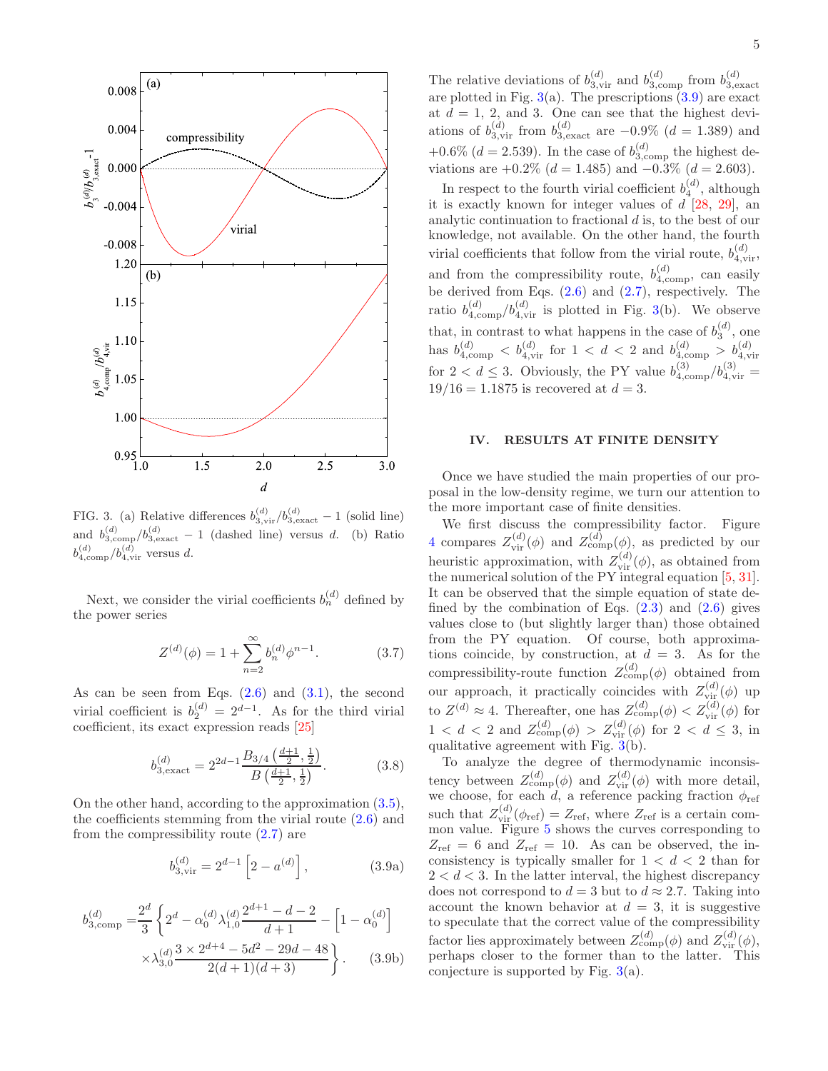FIG. 3. (a) Relative differences $b_{3,\text{vir}}^{(d)}/b_{3,\text{exact}}^{(d)} - 1$ (solid line) and $b_{3,\text{comp}}^{(d)}/b_{3,\text{exact}}^{(d)} - 1$ (dashed line) versus $d$. (b) Ratio $b_{4,\text{comp}}^{(d)}/b_{4,\text{vir}}^{(d)}$ versus $d$.

Next, we consider the virial coefficients $b_n^{(d)}$ defined by the power series

$$Z^{(d)}(\phi) = 1 + \sum_{n=2}^{\infty} b_n^{(d)} \phi^{n-1}. \tag{3.7}$$

As can be seen from Eqs. (2.6) and (3.1), the second virial coefficient is $b_2^{(d)} = 2^{d-1}$. As for the third virial coefficient, its exact expression reads [25]

$$b_{3,\text{exact}}^{(d)} = 2^{2d-1} \frac{B_{3/4}\left(\frac{d+1}{2}, \frac{1}{2}\right)}{B\left(\frac{d+1}{2}, \frac{1}{2}\right)}. \tag{3.8}$$

On the other hand, according to the approximation (3.5), the coefficients stemming from the virial route (2.6) and from the compressibility route (2.7) are

$$b_{3,\text{vir}}^{(d)} = 2^{d-1}\left[2 - a^{(d)}\right], \tag{3.9a}$$

$$b_{3,\text{comp}}^{(d)} = \frac{2^d}{3}\left\{2^d - \alpha_0^{(d)}\lambda_{1,0}^{(d)}\frac{2^{d+1}-d-2}{d+1} - \left[1-\alpha_0^{(d)}\right] \times \lambda_{3,0}^{(d)}\frac{3\times 2^{d+4} - 5d^2 - 29d - 48}{2(d+1)(d+3)}\right\}. \tag{3.9b}$$

The relative deviations of $b_{3,\text{vir}}^{(d)}$ and $b_{3,\text{comp}}^{(d)}$ from $b_{3,\text{exact}}^{(d)}$ are plotted in Fig. 3(a). The prescriptions (3.9) are exact at $d = 1$, 2, and 3. One can see that the highest deviations of $b_{3,\text{vir}}^{(d)}$ from $b_{3,\text{exact}}^{(d)}$ are $-0.9\%$ ($d = 1.389$) and $+0.6\%$ ($d = 2.539$). In the case of $b_{3,\text{comp}}^{(d)}$ the highest deviations are $+0.2\%$ ($d = 1.485$) and $-0.3\%$ ($d = 2.603$).

In respect to the fourth virial coefficient $b_4^{(d)}$, although it is exactly known for integer values of $d$ [28, 29], an analytic continuation to fractional $d$ is, to the best of our knowledge, not available. On the other hand, the fourth virial coefficients that follow from the virial route, $b_{4,\text{vir}}^{(d)}$, and from the compressibility route, $b_{4,\text{comp}}^{(d)}$, can easily be derived from Eqs. (2.6) and (2.7), respectively. The ratio $b_{4,\text{comp}}^{(d)}/b_{4,\text{vir}}^{(d)}$ is plotted in Fig. 3(b). We observe that, in contrast to what happens in the case of $b_3^{(d)}$, one has $b_{4,\text{comp}}^{(d)} < b_{4,\text{vir}}^{(d)}$ for $1 < d < 2$ and $b_{4,\text{comp}}^{(d)} > b_{4,\text{vir}}^{(d)}$ for $2 < d \leq 3$. Obviously, the PY value $b_{4,\text{comp}}^{(3)}/b_{4,\text{vir}}^{(3)} = 19/16 = 1.1875$ is recovered at $d = 3$.

## IV. RESULTS AT FINITE DENSITY

Once we have studied the main properties of our proposal in the low-density regime, we turn our attention to the more important case of finite densities.

We first discuss the compressibility factor. Figure 4 compares $Z_{\text{vir}}^{(d)}(\phi)$ and $Z_{\text{comp}}^{(d)}(\phi)$, as predicted by our heuristic approximation, with $Z_{\text{vir}}^{(d)}(\phi)$, as obtained from the numerical solution of the PY integral equation [5, 31]. It can be observed that the simple equation of state defined by the combination of Eqs. (2.3) and (2.6) gives values close to (but slightly larger than) those obtained from the PY equation. Of course, both approximations coincide, by construction, at $d = 3$. As for the compressibility-route function $Z_{\text{comp}}^{(d)}(\phi)$ obtained from our approach, it practically coincides with $Z_{\text{vir}}^{(d)}(\phi)$ up to $Z^{(d)} \approx 4$. Thereafter, one has $Z_{\text{comp}}^{(d)}(\phi) < Z_{\text{vir}}^{(d)}(\phi)$ for $1 < d < 2$ and $Z_{\text{comp}}^{(d)}(\phi) > Z_{\text{vir}}^{(d)}(\phi)$ for $2 < d \leq 3$, in qualitative agreement with Fig. 3(b).

To analyze the degree of thermodynamic inconsistency between $Z_{\text{comp}}^{(d)}(\phi)$ and $Z_{\text{vir}}^{(d)}(\phi)$ with more detail, we choose, for each $d$, a reference packing fraction $\phi_{\text{ref}}$ such that $Z_{\text{vir}}^{(d)}(\phi_{\text{ref}}) = Z_{\text{ref}}$, where $Z_{\text{ref}}$ is a certain common value. Figure 5 shows the curves corresponding to $Z_{\text{ref}} = 6$ and $Z_{\text{ref}} = 10$. As can be observed, the inconsistency is typically smaller for $1 < d < 2$ than for $2 < d < 3$. In the latter interval, the highest discrepancy does not correspond to $d = 3$ but to $d \approx 2.7$. Taking into account the known behavior at $d = 3$, it is suggestive to speculate that the correct value of the compressibility factor lies approximately between $Z_{\text{comp}}^{(d)}(\phi)$ and $Z_{\text{vir}}^{(d)}(\phi)$, perhaps closer to the former than to the latter. This conjecture is supported by Fig. 3(a).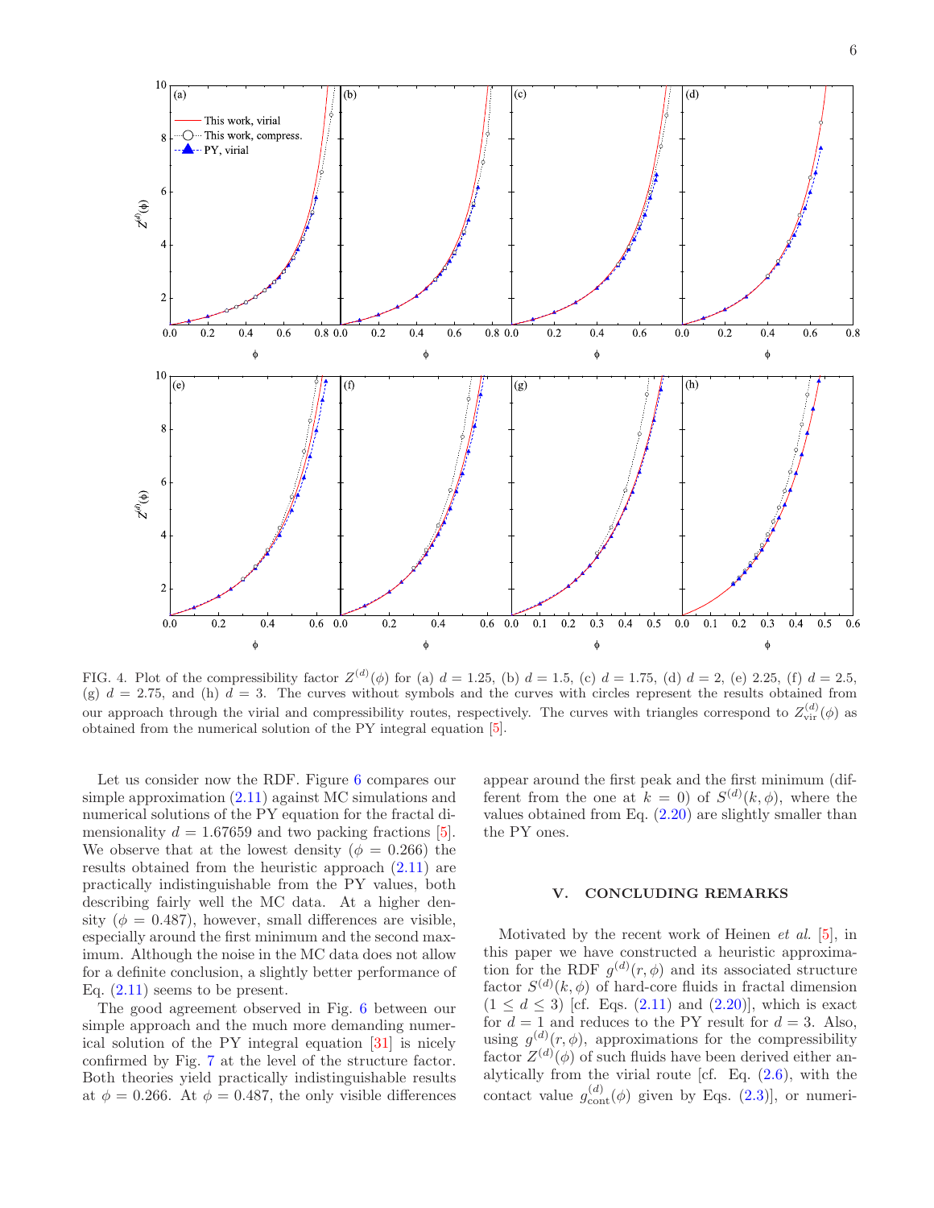FIG. 4. Plot of the compressibility factor $Z^{(d)}(\phi)$ for (a) $d = 1.25$, (b) $d = 1.5$, (c) $d = 1.75$, (d) $d = 2$, (e) 2.25, (f) $d = 2.5$, (g) $d = 2.75$, and (h) $d = 3$. The curves without symbols and the curves with circles represent the results obtained from our approach through the virial and compressibility routes, respectively. The curves with triangles correspond to $Z^{(d)}_{\text{vir}}(\phi)$ as obtained from the numerical solution of the PY integral equation [5].

Let us consider now the RDF. Figure 6 compares our simple approximation (2.11) against MC simulations and numerical solutions of the PY equation for the fractal dimensionality $d = 1.67659$ and two packing fractions [5]. We observe that at the lowest density ($\phi = 0.266$) the results obtained from the heuristic approach (2.11) are practically indistinguishable from the PY values, both describing fairly well the MC data. At a higher density ($\phi = 0.487$), however, small differences are visible, especially around the first minimum and the second maximum. Although the noise in the MC data does not allow for a definite conclusion, a slightly better performance of Eq. (2.11) seems to be present.

The good agreement observed in Fig. 6 between our simple approach and the much more demanding numerical solution of the PY integral equation [31] is nicely confirmed by Fig. 7 at the level of the structure factor. Both theories yield practically indistinguishable results at $\phi = 0.266$. At $\phi = 0.487$, the only visible differences appear around the first peak and the first minimum (different from the one at $k = 0$) of $S^{(d)}(k, \phi)$, where the values obtained from Eq. (2.20) are slightly smaller than the PY ones.

## V. CONCLUDING REMARKS

Motivated by the recent work of Heinen *et al.* [5], in this paper we have constructed a heuristic approximation for the RDF $g^{(d)}(r, \phi)$ and its associated structure factor $S^{(d)}(k, \phi)$ of hard-core fluids in fractal dimension ($1 \leq d \leq 3$) [cf. Eqs. (2.11) and (2.20)], which is exact for $d = 1$ and reduces to the PY result for $d = 3$. Also, using $g^{(d)}(r, \phi)$, approximations for the compressibility factor $Z^{(d)}(\phi)$ of such fluids have been derived either analytically from the virial route [cf. Eq. (2.6), with the contact value $g^{(d)}_{\text{cont}}(\phi)$ given by Eqs. (2.3)], or numeri-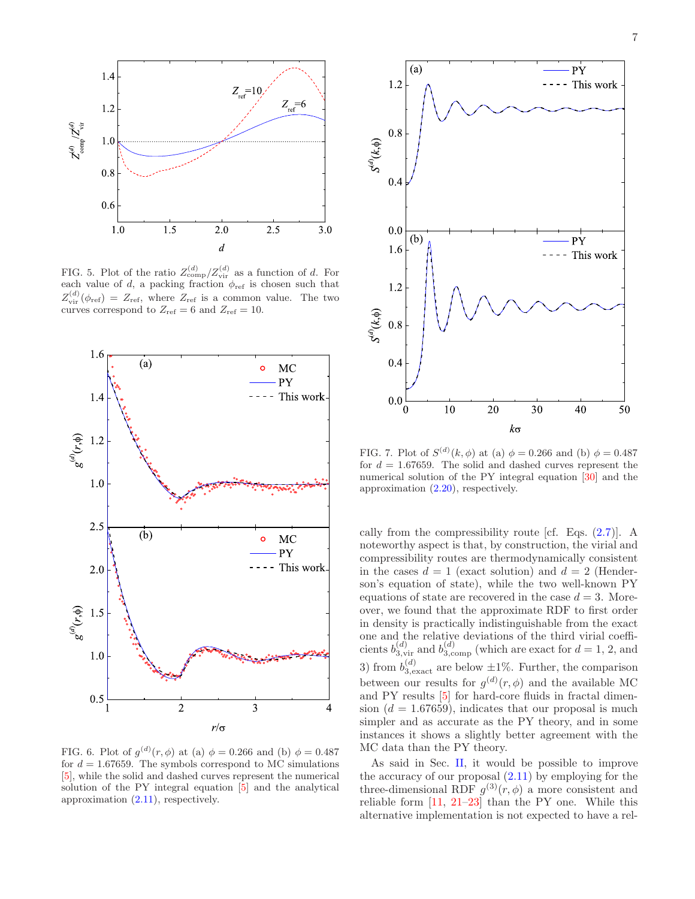FIG. 5. Plot of the ratio $Z^{(d)}_{\rm comp}/Z^{(d)}_{\rm vir}$ as a function of $d$. For each value of $d$, a packing fraction $\phi_{\rm ref}$ is chosen such that $Z^{(d)}_{\rm vir}(\phi_{\rm ref}) = Z_{\rm ref}$, where $Z_{\rm ref}$ is a common value. The two curves correspond to $Z_{\rm ref} = 6$ and $Z_{\rm ref} = 10$.

FIG. 6. Plot of $g^{(d)}(r, \phi)$ at (a) $\phi = 0.266$ and (b) $\phi = 0.487$ for $d = 1.67659$. The symbols correspond to MC simulations [5], while the solid and dashed curves represent the numerical solution of the PY integral equation [5] and the analytical approximation (2.11), respectively.

FIG. 7. Plot of $S^{(d)}(k, \phi)$ at (a) $\phi = 0.266$ and (b) $\phi = 0.487$ for $d = 1.67659$. The solid and dashed curves represent the numerical solution of the PY integral equation [30] and the approximation (2.20), respectively.

cally from the compressibility route [cf. Eqs. (2.7)]. A noteworthy aspect is that, by construction, the virial and compressibility routes are thermodynamically consistent in the cases $d = 1$ (exact solution) and $d = 2$ (Henderson's equation of state), while the two well-known PY equations of state are recovered in the case $d = 3$. Moreover, we found that the approximate RDF to first order in density is practically indistinguishable from the exact one and the relative deviations of the third virial coefficients $b^{(d)}_{3,\rm vir}$ and $b^{(d)}_{3,\rm comp}$ (which are exact for $d = 1$, 2, and 3) from $b^{(d)}_{3,\rm exact}$ are below $\pm 1\%$. Further, the comparison between our results for $g^{(d)}(r, \phi)$ and the available MC and PY results [5] for hard-core fluids in fractal dimension ($d = 1.67659$), indicates that our proposal is much simpler and as accurate as the PY theory, and in some instances it shows a slightly better agreement with the MC data than the PY theory.

As said in Sec. II, it would be possible to improve the accuracy of our proposal (2.11) by employing for the three-dimensional RDF $g^{(3)}(r, \phi)$ a more consistent and reliable form [11, 21–23] than the PY one. While this alternative implementation is not expected to have a rel-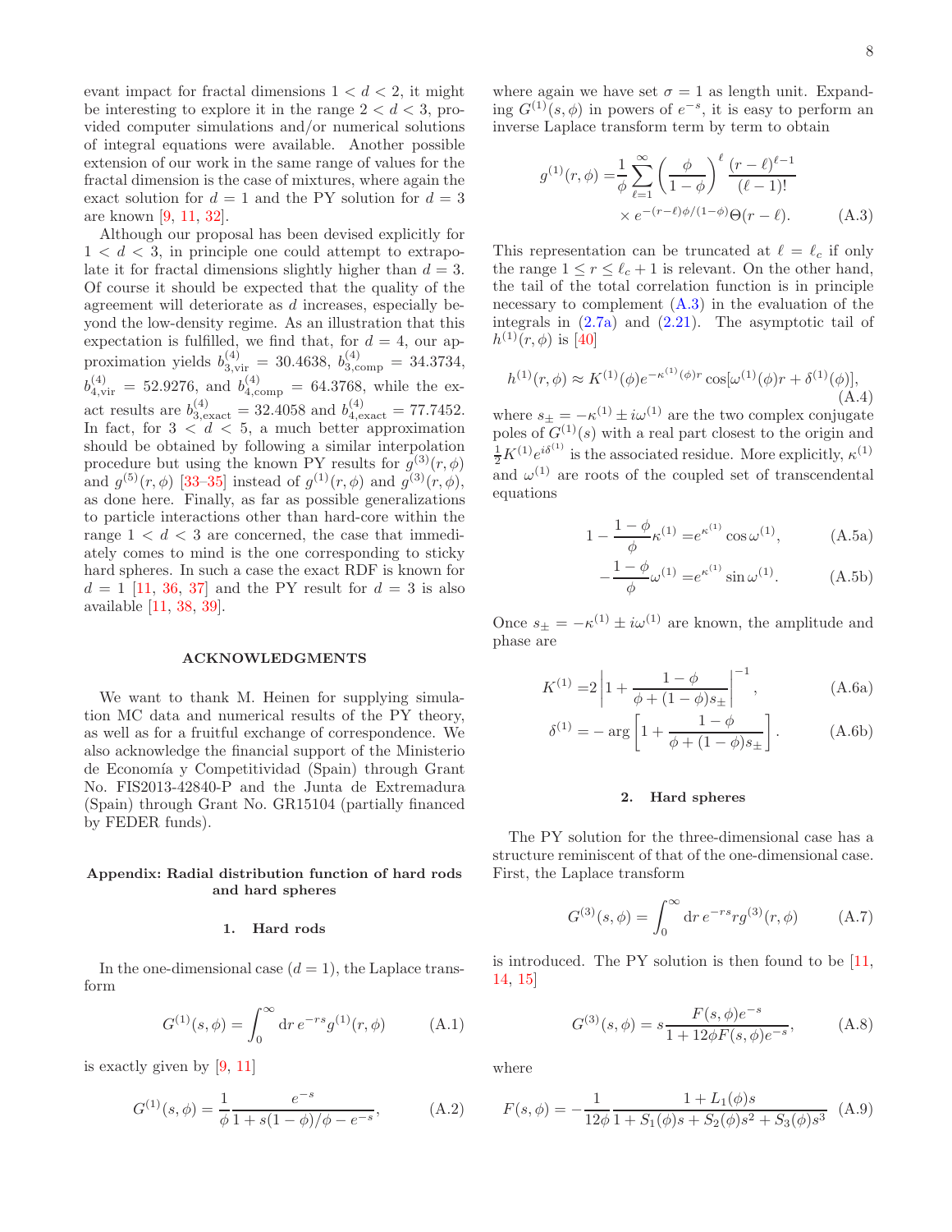evant impact for fractal dimensions $1 < d < 2$, it might be interesting to explore it in the range $2 < d < 3$, provided computer simulations and/or numerical solutions of integral equations were available. Another possible extension of our work in the same range of values for the fractal dimension is the case of mixtures, where again the exact solution for $d = 1$ and the PY solution for $d = 3$ are known [9, 11, 32].

Although our proposal has been devised explicitly for $1 < d < 3$, in principle one could attempt to extrapolate it for fractal dimensions slightly higher than $d = 3$. Of course it should be expected that the quality of the agreement will deteriorate as $d$ increases, especially beyond the low-density regime. As an illustration that this expectation is fulfilled, we find that, for $d = 4$, our approximation yields $b_{3,\mathrm{vir}}^{(4)} = 30.4638$, $b_{3,\mathrm{comp}}^{(4)} = 34.3734$, $b_{4,\mathrm{vir}}^{(4)} = 52.9276$, and $b_{4,\mathrm{comp}}^{(4)} = 64.3768$, while the exact results are $b_{3,\mathrm{exact}}^{(4)} = 32.4058$ and $b_{4,\mathrm{exact}}^{(4)} = 77.7452$. In fact, for $3 < d < 5$, a much better approximation should be obtained by following a similar interpolation procedure but using the known PY results for $g^{(3)}(r,\phi)$ and $g^{(5)}(r,\phi)$ [33–35] instead of $g^{(1)}(r,\phi)$ and $g^{(3)}(r,\phi)$, as done here. Finally, as far as possible generalizations to particle interactions other than hard-core within the range $1 < d < 3$ are concerned, the case that immediately comes to mind is the one corresponding to sticky hard spheres. In such a case the exact RDF is known for $d = 1$ [11, 36, 37] and the PY result for $d = 3$ is also available [11, 38, 39].

## ACKNOWLEDGMENTS

We want to thank M. Heinen for supplying simulation MC data and numerical results of the PY theory, as well as for a fruitful exchange of correspondence. We also acknowledge the financial support of the Ministerio de Economía y Competitividad (Spain) through Grant No. FIS2013-42840-P and the Junta de Extremadura (Spain) through Grant No. GR15104 (partially financed by FEDER funds).

## Appendix: Radial distribution function of hard rods and hard spheres

### 1. Hard rods

In the one-dimensional case ($d = 1$), the Laplace transform

$$G^{(1)}(s,\phi) = \int_0^\infty \mathrm{d}r\, e^{-rs} g^{(1)}(r,\phi) \tag{A.1}$$

is exactly given by [9, 11]

$$G^{(1)}(s,\phi) = \frac{1}{\phi}\frac{e^{-s}}{1 + s(1-\phi)/\phi - e^{-s}}, \tag{A.2}$$

where again we have set $\sigma = 1$ as length unit. Expanding $G^{(1)}(s,\phi)$ in powers of $e^{-s}$, it is easy to perform an inverse Laplace transform term by term to obtain

$$g^{(1)}(r,\phi) = \frac{1}{\phi}\sum_{\ell=1}^\infty \left(\frac{\phi}{1-\phi}\right)^\ell \frac{(r-\ell)^{\ell-1}}{(\ell-1)!} \times e^{-(r-\ell)\phi/(1-\phi)}\Theta(r-\ell). \tag{A.3}$$

This representation can be truncated at $\ell = \ell_c$ if only the range $1 \leq r \leq \ell_c + 1$ is relevant. On the other hand, the tail of the total correlation function is in principle necessary to complement (A.3) in the evaluation of the integrals in (2.7a) and (2.21). The asymptotic tail of $h^{(1)}(r,\phi)$ is [40]

$$h^{(1)}(r,\phi) \approx K^{(1)}(\phi) e^{-\kappa^{(1)}(\phi) r} \cos[\omega^{(1)}(\phi) r + \delta^{(1)}(\phi)], \tag{A.4}$$

where $s_\pm = -\kappa^{(1)} \pm i\omega^{(1)}$ are the two complex conjugate poles of $G^{(1)}(s)$ with a real part closest to the origin and $\frac{1}{2}K^{(1)} e^{i\delta^{(1)}}$ is the associated residue. More explicitly, $\kappa^{(1)}$ and $\omega^{(1)}$ are roots of the coupled set of transcendental equations

$$1 - \frac{1-\phi}{\phi}\kappa^{(1)} = e^{\kappa^{(1)}}\cos\omega^{(1)}, \tag{A.5a}$$

$$-\frac{1-\phi}{\phi}\omega^{(1)} = e^{\kappa^{(1)}}\sin\omega^{(1)}. \tag{A.5b}$$

Once $s_\pm = -\kappa^{(1)} \pm i\omega^{(1)}$ are known, the amplitude and phase are

$$K^{(1)} = 2\left|1 + \frac{1-\phi}{\phi + (1-\phi)s_\pm}\right|^{-1}, \tag{A.6a}$$

$$\delta^{(1)} = -\arg\left[1 + \frac{1-\phi}{\phi + (1-\phi)s_\pm}\right]. \tag{A.6b}$$

### 2. Hard spheres

The PY solution for the three-dimensional case has a structure reminiscent of that of the one-dimensional case. First, the Laplace transform

$$G^{(3)}(s,\phi) = \int_0^\infty \mathrm{d}r\, e^{-rs} r g^{(3)}(r,\phi) \tag{A.7}$$

is introduced. The PY solution is then found to be [11, 14, 15]

$$G^{(3)}(s,\phi) = s\frac{F(s,\phi)e^{-s}}{1 + 12\phi F(s,\phi)e^{-s}}, \tag{A.8}$$

where

$$F(s,\phi) = -\frac{1}{12\phi}\frac{1 + L_1(\phi)s}{1 + S_1(\phi)s + S_2(\phi)s^2 + S_3(\phi)s^3} \tag{A.9}$$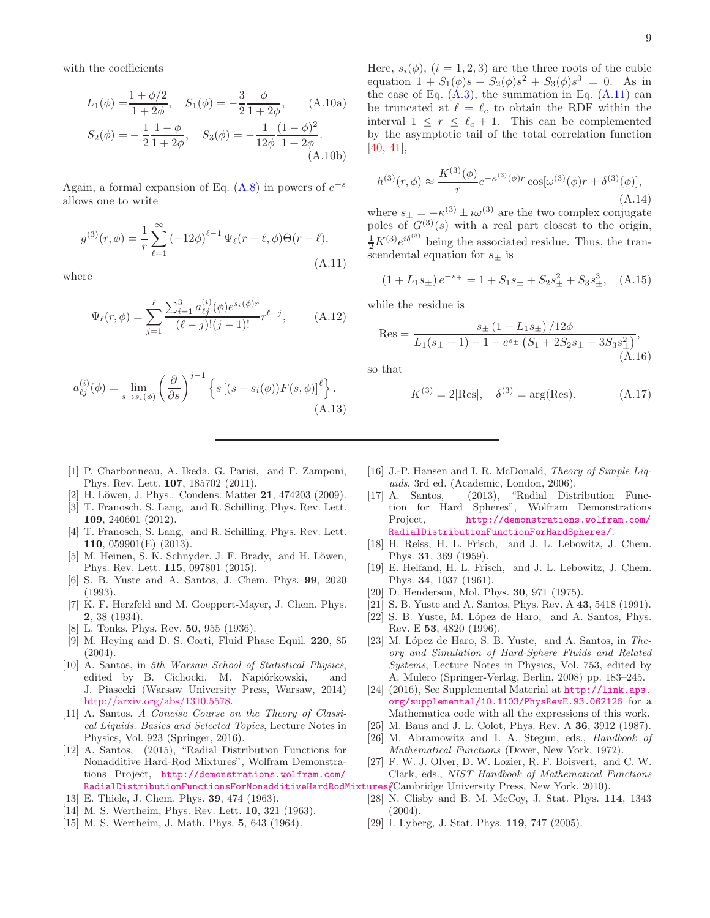with the coefficients

$$L_1(\phi) = \frac{1+\phi/2}{1+2\phi}, \quad S_1(\phi) = -\frac{3}{2}\frac{\phi}{1+2\phi}, \tag{A.10a}$$

$$S_2(\phi) = -\frac{1}{2}\frac{1-\phi}{1+2\phi}, \quad S_3(\phi) = -\frac{1}{12\phi}\frac{(1-\phi)^2}{1+2\phi}. \tag{A.10b}$$

Again, a formal expansion of Eq. (A.8) in powers of $e^{-s}$ allows one to write

$$g^{(3)}(r,\phi) = \frac{1}{r}\sum_{\ell=1}^{\infty}\left(-12\phi\right)^{\ell-1}\Psi_\ell(r-\ell,\phi)\Theta(r-\ell), \tag{A.11}$$

where

$$\Psi_\ell(r,\phi) = \sum_{j=1}^{\ell}\frac{\sum_{i=1}^{3} a_{\ell j}^{(i)}(\phi)e^{s_i(\phi)r}}{(\ell-j)!(j-1)!}r^{\ell-j}, \tag{A.12}$$

$$a_{\ell j}^{(i)}(\phi) = \lim_{s\to s_i(\phi)}\left(\frac{\partial}{\partial s}\right)^{j-1}\left\{s\left[(s-s_i(\phi))F(s,\phi)\right]^{\ell}\right\}. \tag{A.13}$$

Here, $s_i(\phi)$, $(i=1,2,3)$ are the three roots of the cubic equation $1+S_1(\phi)s+S_2(\phi)s^2+S_3(\phi)s^3=0$. As in the case of Eq. (A.3), the summation in Eq. (A.11) can be truncated at $\ell=\ell_c$ to obtain the RDF within the interval $1\leq r\leq \ell_c+1$. This can be complemented by the asymptotic tail of the total correlation function [40, 41],

$$h^{(3)}(r,\phi) \approx \frac{K^{(3)}(\phi)}{r}e^{-\kappa^{(3)}(\phi)r}\cos[\omega^{(3)}(\phi)r+\delta^{(3)}(\phi)], \tag{A.14}$$

where $s_\pm = -\kappa^{(3)} \pm i\omega^{(3)}$ are the two complex conjugate poles of $G^{(3)}(s)$ with a real part closest to the origin, $\frac{1}{2}K^{(3)}e^{i\delta^{(3)}}$ being the associated residue. Thus, the transcendental equation for $s_\pm$ is

$$\left(1+L_1 s_\pm\right)e^{-s_\pm} = 1+S_1 s_\pm + S_2 s_\pm^2 + S_3 s_\pm^3, \tag{A.15}$$

while the residue is

$$\text{Res} = \frac{s_\pm\left(1+L_1 s_\pm\right)/12\phi}{L_1(s_\pm-1)-1-e^{s_\pm}\left(S_1+2S_2 s_\pm+3S_3 s_\pm^2\right)}, \tag{A.16}$$

so that

$$K^{(3)} = 2|\text{Res}|, \quad \delta^{(3)} = \arg(\text{Res}). \tag{A.17}$$

---

[1] P. Charbonneau, A. Ikeda, G. Parisi, and F. Zamponi, Phys. Rev. Lett. **107**, 185702 (2011).
[2] H. Löwen, J. Phys.: Condens. Matter **21**, 474203 (2009).
[3] T. Franosch, S. Lang, and R. Schilling, Phys. Rev. Lett. **109**, 240601 (2012).
[4] T. Franosch, S. Lang, and R. Schilling, Phys. Rev. Lett. **110**, 059901(E) (2013).
[5] M. Heinen, S. K. Schnyder, J. F. Brady, and H. Löwen, Phys. Rev. Lett. **115**, 097801 (2015).
[6] S. B. Yuste and A. Santos, J. Chem. Phys. **99**, 2020 (1993).
[7] K. F. Herzfeld and M. Goeppert-Mayer, J. Chem. Phys. **2**, 38 (1934).
[8] L. Tonks, Phys. Rev. **50**, 955 (1936).
[9] M. Heying and D. S. Corti, Fluid Phase Equil. **220**, 85 (2004).
[10] A. Santos, in *5th Warsaw School of Statistical Physics*, edited by B. Cichocki, M. Napiórkowski, and J. Piasecki (Warsaw University Press, Warsaw, 2014) http://arxiv.org/abs/1310.5578.
[11] A. Santos, *A Concise Course on the Theory of Classical Liquids. Basics and Selected Topics*, Lecture Notes in Physics, Vol. 923 (Springer, 2016).
[12] A. Santos, (2015), "Radial Distribution Functions for Nonadditive Hard-Rod Mixtures", Wolfram Demonstrations Project, http://demonstrations.wolfram.com/RadialDistributionFunctionsForNonadditiveHardRodMixtures/.
[13] E. Thiele, J. Chem. Phys. **39**, 474 (1963).
[14] M. S. Wertheim, Phys. Rev. Lett. **10**, 321 (1963).
[15] M. S. Wertheim, J. Math. Phys. **5**, 643 (1964).
[16] J.-P. Hansen and I. R. McDonald, *Theory of Simple Liquids*, 3rd ed. (Academic, London, 2006).
[17] A. Santos, (2013), "Radial Distribution Function for Hard Spheres", Wolfram Demonstrations Project, http://demonstrations.wolfram.com/RadialDistributionFunctionForHardSpheres/.
[18] H. Reiss, H. L. Frisch, and J. L. Lebowitz, J. Chem. Phys. **31**, 369 (1959).
[19] E. Helfand, H. L. Frisch, and J. L. Lebowitz, J. Chem. Phys. **34**, 1037 (1961).
[20] D. Henderson, Mol. Phys. **30**, 971 (1975).
[21] S. B. Yuste and A. Santos, Phys. Rev. A **43**, 5418 (1991).
[22] S. B. Yuste, M. López de Haro, and A. Santos, Phys. Rev. E **53**, 4820 (1996).
[23] M. López de Haro, S. B. Yuste, and A. Santos, in *Theory and Simulation of Hard-Sphere Fluids and Related Systems*, Lecture Notes in Physics, Vol. 753, edited by A. Mulero (Springer-Verlag, Berlin, 2008) pp. 183–245.
[24] (2016), See Supplemental Material at http://link.aps.org/supplemental/10.1103/PhysRevE.93.062126 for a Mathematica code with all the expressions of this work.
[25] M. Baus and J. L. Colot, Phys. Rev. A **36**, 3912 (1987).
[26] M. Abramowitz and I. A. Stegun, eds., *Handbook of Mathematical Functions* (Dover, New York, 1972).
[27] F. W. J. Olver, D. W. Lozier, R. F. Boisvert, and C. W. Clark, eds., *NIST Handbook of Mathematical Functions* (Cambridge University Press, New York, 2010).
[28] N. Clisby and B. M. McCoy, J. Stat. Phys. **114**, 1343 (2004).
[29] I. Lyberg, J. Stat. Phys. **119**, 747 (2005).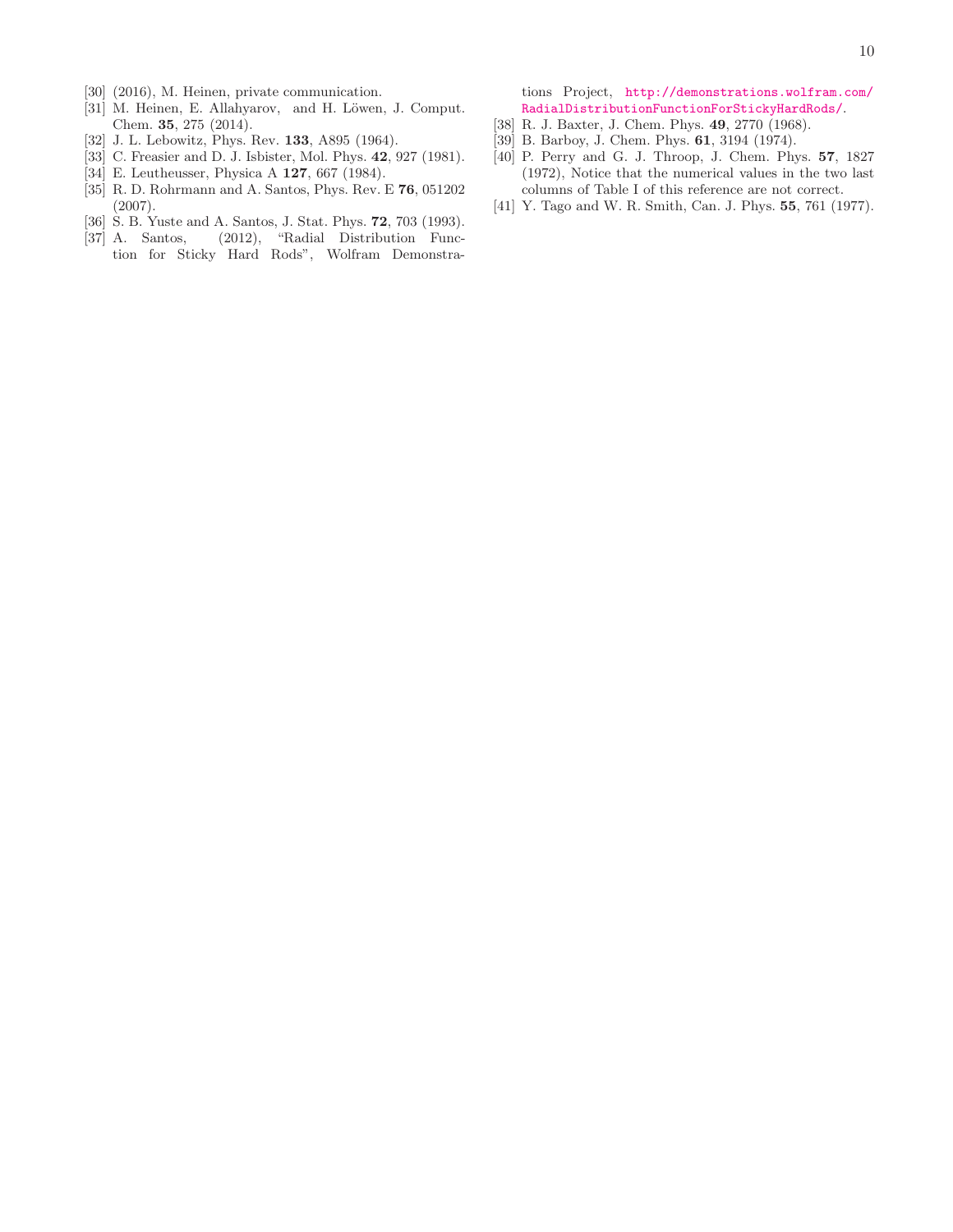[30] (2016), M. Heinen, private communication.

[31] M. Heinen, E. Allahyarov, and H. Löwen, J. Comput. Chem. **35**, 275 (2014).

[32] J. L. Lebowitz, Phys. Rev. **133**, A895 (1964).

[33] C. Freasier and D. J. Isbister, Mol. Phys. **42**, 927 (1981).

[34] E. Leutheusser, Physica A **127**, 667 (1984).

[35] R. D. Rohrmann and A. Santos, Phys. Rev. E **76**, 051202 (2007).

[36] S. B. Yuste and A. Santos, J. Stat. Phys. **72**, 703 (1993).

[37] A. Santos, (2012), "Radial Distribution Function for Sticky Hard Rods", Wolfram Demonstrations Project, http://demonstrations.wolfram.com/RadialDistributionFunctionForStickyHardRods/.

[38] R. J. Baxter, J. Chem. Phys. **49**, 2770 (1968).

[39] B. Barboy, J. Chem. Phys. **61**, 3194 (1974).

[40] P. Perry and G. J. Throop, J. Chem. Phys. **57**, 1827 (1972), Notice that the numerical values in the two last columns of Table I of this reference are not correct.

[41] Y. Tago and W. R. Smith, Can. J. Phys. **55**, 761 (1977).